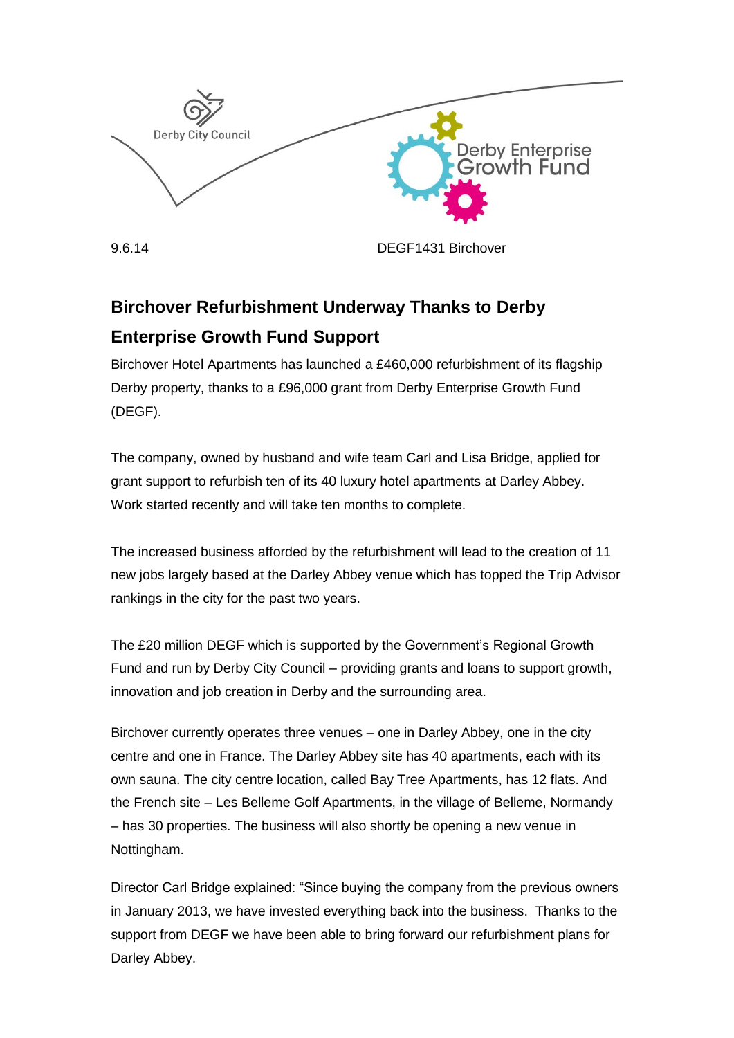Derby City Council

Derby Enterprise Growth Fund

9.6.14 DEGF1431 Birchover

## Birchover Refurbishment Underway Thanks to Derby Enterprise Growth Fund Support

Birchover Hotel Apartments has launched a £460,000 refurbishment of its flagship Derby property, thanks to a £96,000 grant from Derby Enterprise Growth Fund (DEGF).

The company, owned by husband and wife team Carl and Lisa Bridge, applied for grant support to refurbish ten of its 40 luxury hotel apartments at Darley Abbey. Work started recently and will take ten months to complete.

The increased business afforded by the refurbishment will lead to the creation of 11 new jobs largely based at the Darley Abbey venue which has topped the Trip Advisor rankings in the city for the past two years.

The £20 million DEGF which is supported by the Government's Regional Growth Fund and run by Derby City Council – providing grants and loans to support growth, innovation and job creation in Derby and the surrounding area.

Birchover currently operates three venues – one in Darley Abbey, one in the city centre and one in France. The Darley Abbey site has 40 apartments, each with its own sauna. The city centre location, called Bay Tree Apartments, has 12 flats. And the French site – Les Belleme Golf Apartments, in the village of Belleme, Normandy – has 30 properties. The business will also shortly be opening a new venue in Nottingham.

Director Carl Bridge explained: "Since buying the company from the previous owners in January 2013, we have invested everything back into the business. Thanks to the support from DEGF we have been able to bring forward our refurbishment plans for Darley Abbey.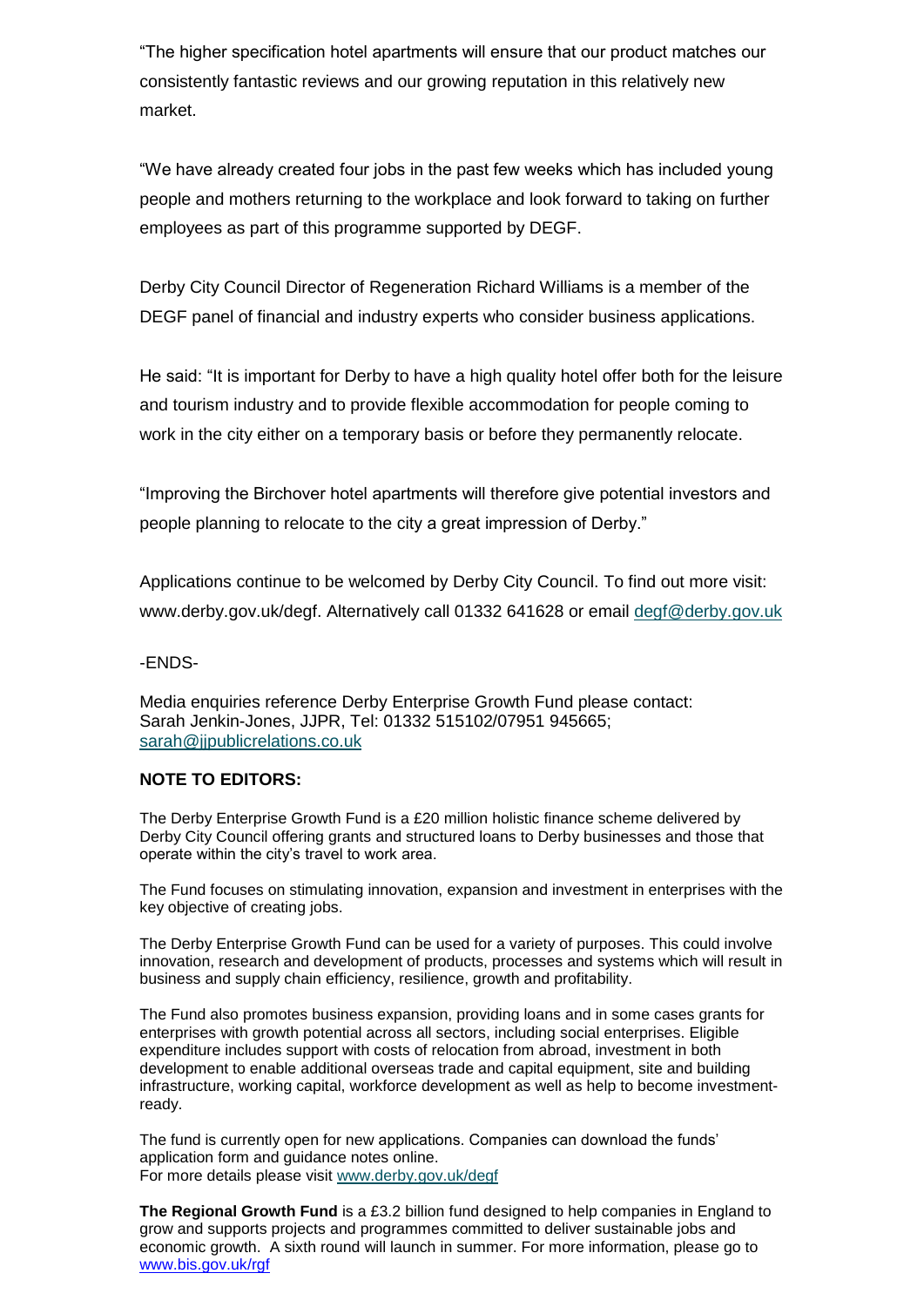"The higher specification hotel apartments will ensure that our product matches our consistently fantastic reviews and our growing reputation in this relatively new market.

"We have already created four jobs in the past few weeks which has included young people and mothers returning to the workplace and look forward to taking on further employees as part of this programme supported by DEGF.

Derby City Council Director of Regeneration Richard Williams is a member of the DEGF panel of financial and industry experts who consider business applications.

He said: "It is important for Derby to have a high quality hotel offer both for the leisure and tourism industry and to provide flexible accommodation for people coming to work in the city either on a temporary basis or before they permanently relocate.

"Improving the Birchover hotel apartments will therefore give potential investors and people planning to relocate to the city a great impression of Derby."

Applications continue to be welcomed by Derby City Council. To find out more visit: www.derby.gov.uk/degf. Alternatively call 01332 641628 or email degf@derby.gov.uk

-ENDS-

Media enquiries reference Derby Enterprise Growth Fund please contact:
Sarah Jenkin-Jones, JJPR, Tel: 01332 515102/07951 945665;
sarah@jjpublicrelations.co.uk

**NOTE TO EDITORS:**

The Derby Enterprise Growth Fund is a £20 million holistic finance scheme delivered by Derby City Council offering grants and structured loans to Derby businesses and those that operate within the city's travel to work area.

The Fund focuses on stimulating innovation, expansion and investment in enterprises with the key objective of creating jobs.

The Derby Enterprise Growth Fund can be used for a variety of purposes. This could involve innovation, research and development of products, processes and systems which will result in business and supply chain efficiency, resilience, growth and profitability.

The Fund also promotes business expansion, providing loans and in some cases grants for enterprises with growth potential across all sectors, including social enterprises. Eligible expenditure includes support with costs of relocation from abroad, investment in both development to enable additional overseas trade and capital equipment, site and building infrastructure, working capital, workforce development as well as help to become investment-ready.

The fund is currently open for new applications. Companies can download the funds' application form and guidance notes online.
For more details please visit www.derby.gov.uk/degf

**The Regional Growth Fund** is a £3.2 billion fund designed to help companies in England to grow and supports projects and programmes committed to deliver sustainable jobs and economic growth. A sixth round will launch in summer. For more information, please go to www.bis.gov.uk/rgf